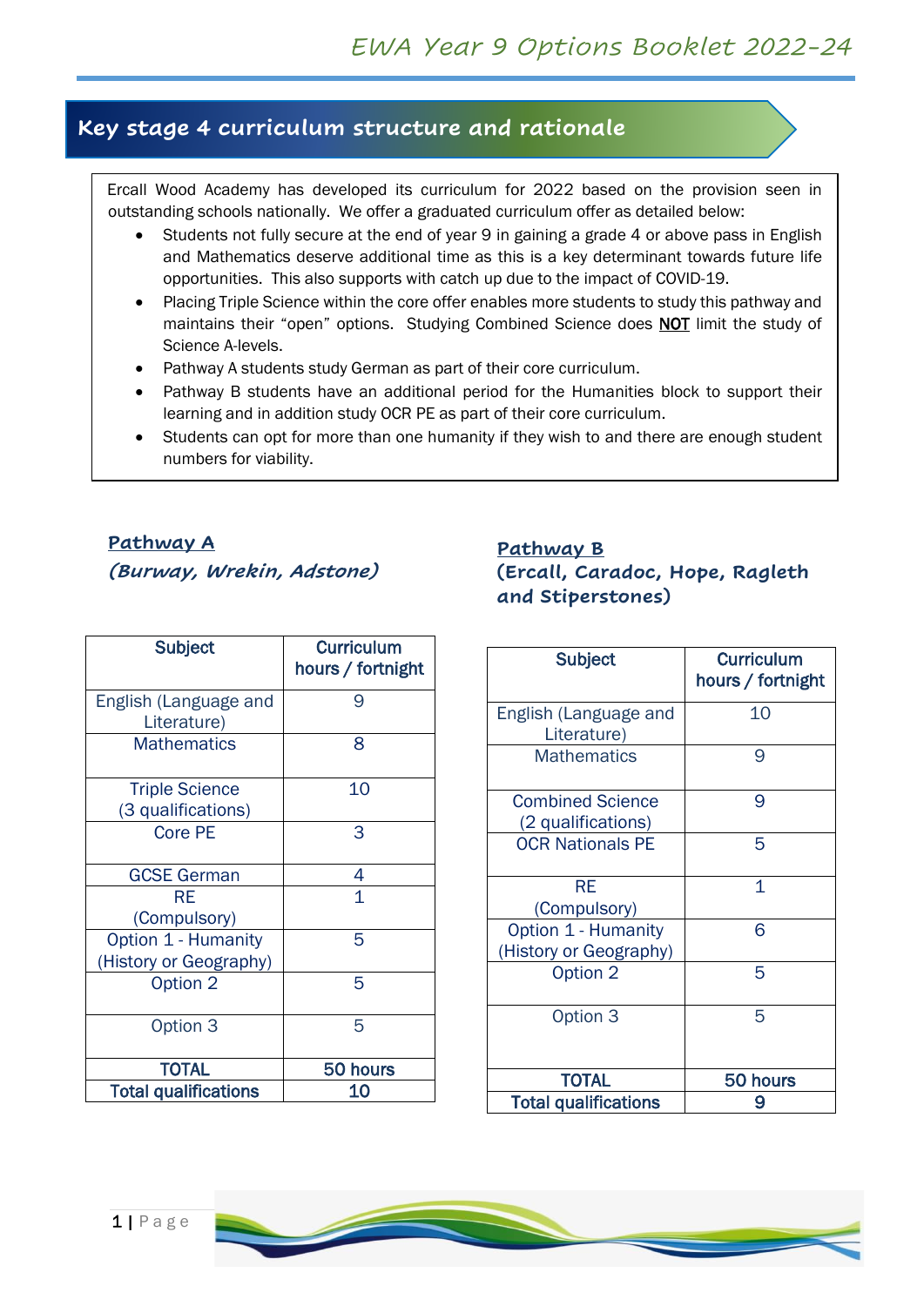## Key stage 4 curriculum structure and rationale

Ercall Wood Academy has developed its curriculum for 2022 based on the provision seen in outstanding schools nationally. We offer a graduated curriculum offer as detailed below:

- Students not fully secure at the end of year 9 in gaining a grade 4 or above pass in English and Mathematics deserve additional time as this is a key determinant towards future life opportunities. This also supports with catch up due to the impact of COVID-19.
- Placing Triple Science within the core offer enables more students to study this pathway and maintains their "open" options. Studying Combined Science does **NOT** limit the study of Science A-levels.
- Pathway A students study German as part of their core curriculum.
- Pathway B students have an additional period for the Humanities block to support their learning and in addition study OCR PE as part of their core curriculum.
- Students can opt for more than one humanity if they wish to and there are enough student numbers for viability.

### Pathway A
### *(Burway, Wrekin, Adstone)*

| Subject | Curriculum hours / fortnight |
|---|---|
| English (Language and Literature) | 9 |
| Mathematics | 8 |
| Triple Science (3 qualifications) | 10 |
| Core PE | 3 |
| GCSE German | 4 |
| RE (Compulsory) | 1 |
| Option 1 - Humanity (History or Geography) | 5 |
| Option 2 | 5 |
| Option 3 | 5 |
| **TOTAL** | **50 hours** |
| **Total qualifications** | **10** |

### Pathway B
### (Ercall, Caradoc, Hope, Ragleth and Stiperstones)

| Subject | Curriculum hours / fortnight |
|---|---|
| English (Language and Literature) | 10 |
| Mathematics | 9 |
| Combined Science (2 qualifications) | 9 |
| OCR Nationals PE | 5 |
| RE (Compulsory) | 1 |
| Option 1 - Humanity (History or Geography) | 6 |
| Option 2 | 5 |
| Option 3 | 5 |
| **TOTAL** | **50 hours** |
| **Total qualifications** | **9** |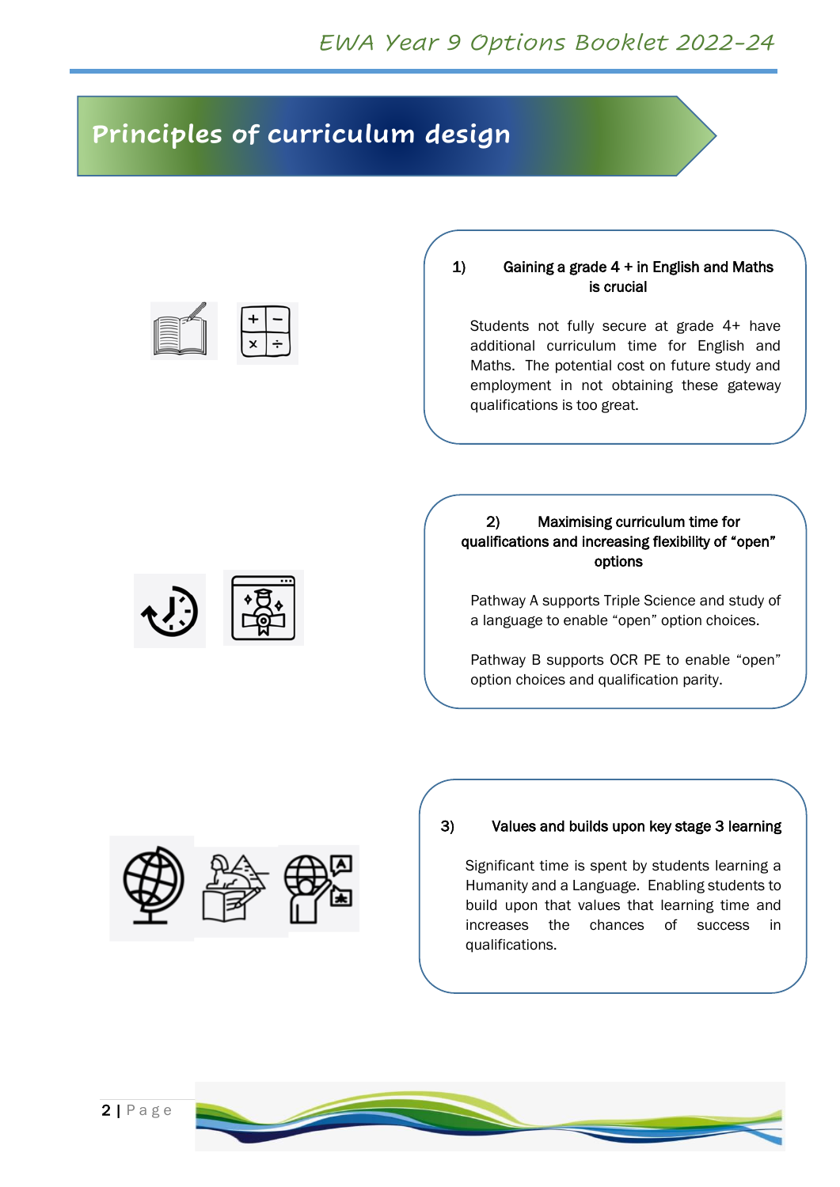# Principles of curriculum design

### 1) Gaining a grade 4 + in English and Maths is crucial

Students not fully secure at grade 4+ have additional curriculum time for English and Maths. The potential cost on future study and employment in not obtaining these gateway qualifications is too great.

### 2) Maximising curriculum time for qualifications and increasing flexibility of "open" options

Pathway A supports Triple Science and study of a language to enable "open" option choices.

Pathway B supports OCR PE to enable "open" option choices and qualification parity.

### 3) Values and builds upon key stage 3 learning

Significant time is spent by students learning a Humanity and a Language. Enabling students to build upon that values that learning time and increases the chances of success in qualifications.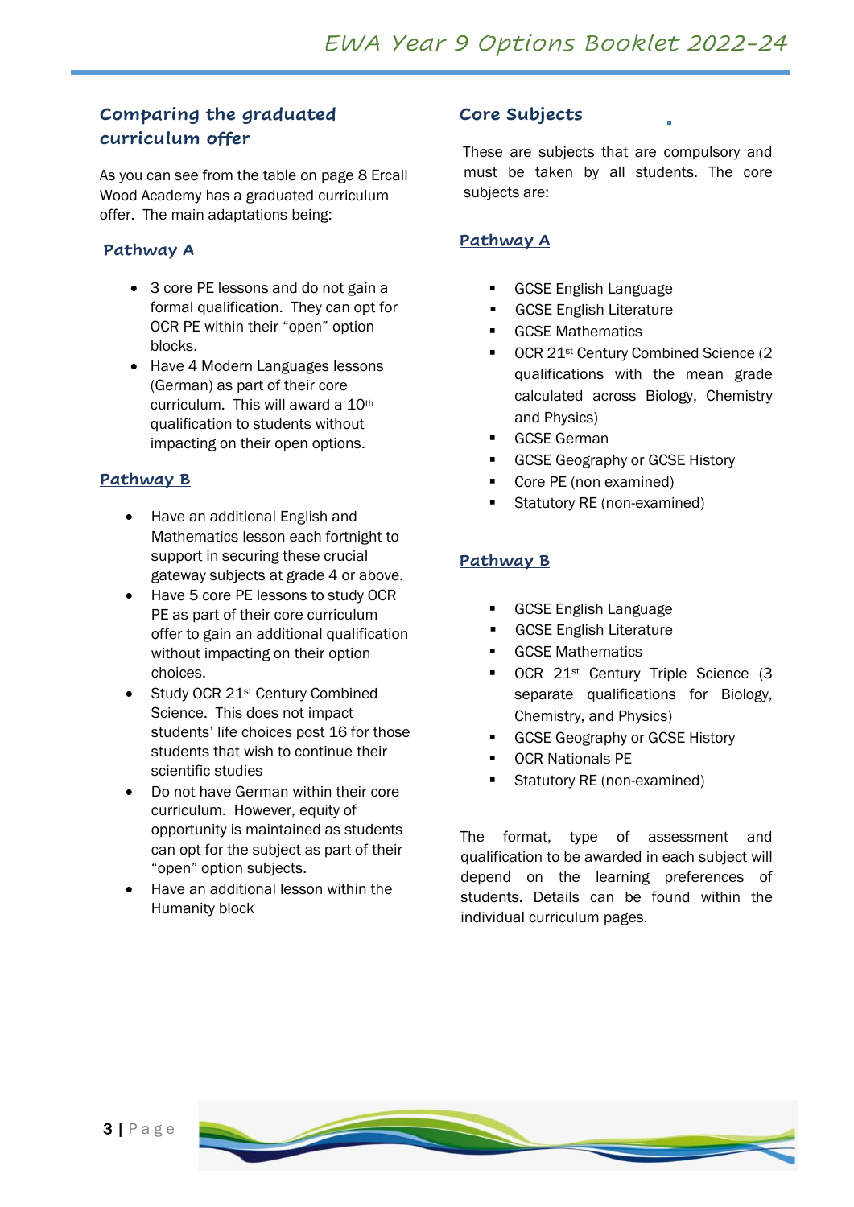## Comparing the graduated curriculum offer

As you can see from the table on page 8 Ercall Wood Academy has a graduated curriculum offer. The main adaptations being:

### Pathway A

- 3 core PE lessons and do not gain a formal qualification. They can opt for OCR PE within their "open" option blocks.
- Have 4 Modern Languages lessons (German) as part of their core curriculum. This will award a 10th qualification to students without impacting on their open options.

### Pathway B

- Have an additional English and Mathematics lesson each fortnight to support in securing these crucial gateway subjects at grade 4 or above.
- Have 5 core PE lessons to study OCR PE as part of their core curriculum offer to gain an additional qualification without impacting on their option choices.
- Study OCR 21st Century Combined Science. This does not impact students' life choices post 16 for those students that wish to continue their scientific studies
- Do not have German within their core curriculum. However, equity of opportunity is maintained as students can opt for the subject as part of their "open" option subjects.
- Have an additional lesson within the Humanity block

## Core Subjects

These are subjects that are compulsory and must be taken by all students. The core subjects are:

### Pathway A

- GCSE English Language
- GCSE English Literature
- GCSE Mathematics
- OCR 21st Century Combined Science (2 qualifications with the mean grade calculated across Biology, Chemistry and Physics)
- GCSE German
- GCSE Geography or GCSE History
- Core PE (non examined)
- Statutory RE (non-examined)

### Pathway B

- GCSE English Language
- GCSE English Literature
- GCSE Mathematics
- OCR 21st Century Triple Science (3 separate qualifications for Biology, Chemistry, and Physics)
- GCSE Geography or GCSE History
- OCR Nationals PE
- Statutory RE (non-examined)

The format, type of assessment and qualification to be awarded in each subject will depend on the learning preferences of students. Details can be found within the individual curriculum pages.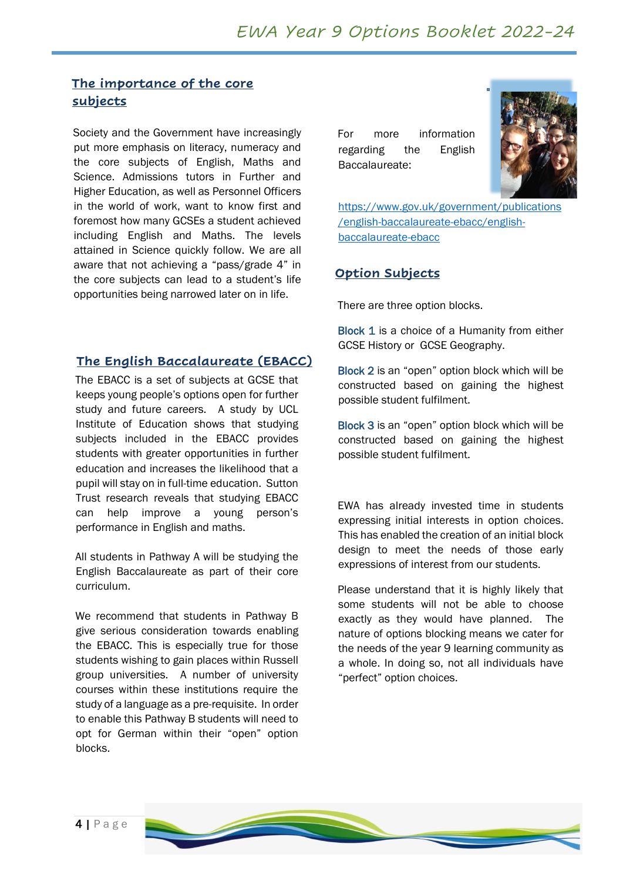## The importance of the core subjects

Society and the Government have increasingly put more emphasis on literacy, numeracy and the core subjects of English, Maths and Science. Admissions tutors in Further and Higher Education, as well as Personnel Officers in the world of work, want to know first and foremost how many GCSEs a student achieved including English and Maths. The levels attained in Science quickly follow. We are all aware that not achieving a "pass/grade 4" in the core subjects can lead to a student's life opportunities being narrowed later on in life.

## The English Baccalaureate (EBACC)

The EBACC is a set of subjects at GCSE that keeps young people's options open for further study and future careers. A study by UCL Institute of Education shows that studying subjects included in the EBACC provides students with greater opportunities in further education and increases the likelihood that a pupil will stay on in full-time education. Sutton Trust research reveals that studying EBACC can help improve a young person's performance in English and maths.

All students in Pathway A will be studying the English Baccalaureate as part of their core curriculum.

We recommend that students in Pathway B give serious consideration towards enabling the EBACC. This is especially true for those students wishing to gain places within Russell group universities. A number of university courses within these institutions require the study of a language as a pre-requisite. In order to enable this Pathway B students will need to opt for German within their "open" option blocks.

For more information regarding the English Baccalaureate:

https://www.gov.uk/government/publications/english-baccalaureate-ebacc/english-baccalaureate-ebacc

## Option Subjects

There are three option blocks.

**Block 1** is a choice of a Humanity from either GCSE History or GCSE Geography.

**Block 2** is an "open" option block which will be constructed based on gaining the highest possible student fulfilment.

**Block 3** is an "open" option block which will be constructed based on gaining the highest possible student fulfilment.

EWA has already invested time in students expressing initial interests in option choices. This has enabled the creation of an initial block design to meet the needs of those early expressions of interest from our students.

Please understand that it is highly likely that some students will not be able to choose exactly as they would have planned. The nature of options blocking means we cater for the needs of the year 9 learning community as a whole. In doing so, not all individuals have "perfect" option choices.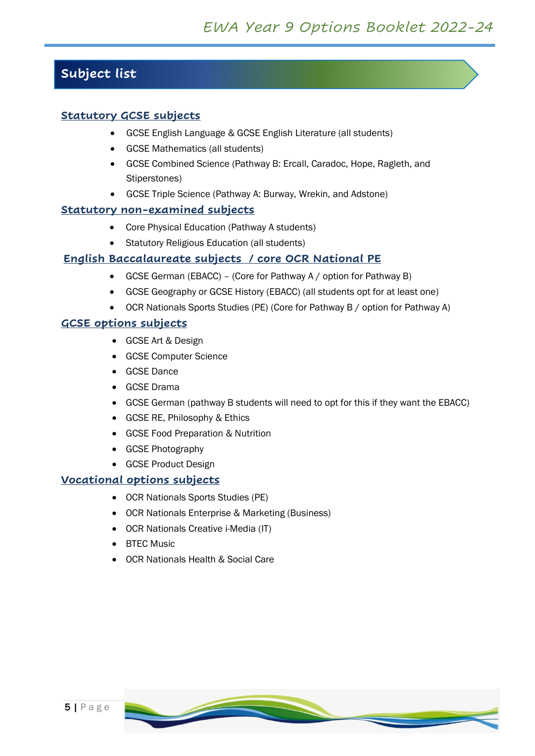# Subject list

## Statutory GCSE subjects

- GCSE English Language & GCSE English Literature (all students)
- GCSE Mathematics (all students)
- GCSE Combined Science (Pathway B: Ercall, Caradoc, Hope, Ragleth, and Stiperstones)
- GCSE Triple Science (Pathway A: Burway, Wrekin, and Adstone)

## Statutory non-examined subjects

- Core Physical Education (Pathway A students)
- Statutory Religious Education (all students)

## English Baccalaureate subjects / core OCR National PE

- GCSE German (EBACC) – (Core for Pathway A / option for Pathway B)
- GCSE Geography or GCSE History (EBACC) (all students opt for at least one)
- OCR Nationals Sports Studies (PE) (Core for Pathway B / option for Pathway A)

## GCSE options subjects

- GCSE Art & Design
- GCSE Computer Science
- GCSE Dance
- GCSE Drama
- GCSE German (pathway B students will need to opt for this if they want the EBACC)
- GCSE RE, Philosophy & Ethics
- GCSE Food Preparation & Nutrition
- GCSE Photography
- GCSE Product Design

## Vocational options subjects

- OCR Nationals Sports Studies (PE)
- OCR Nationals Enterprise & Marketing (Business)
- OCR Nationals Creative i-Media (IT)
- BTEC Music
- OCR Nationals Health & Social Care